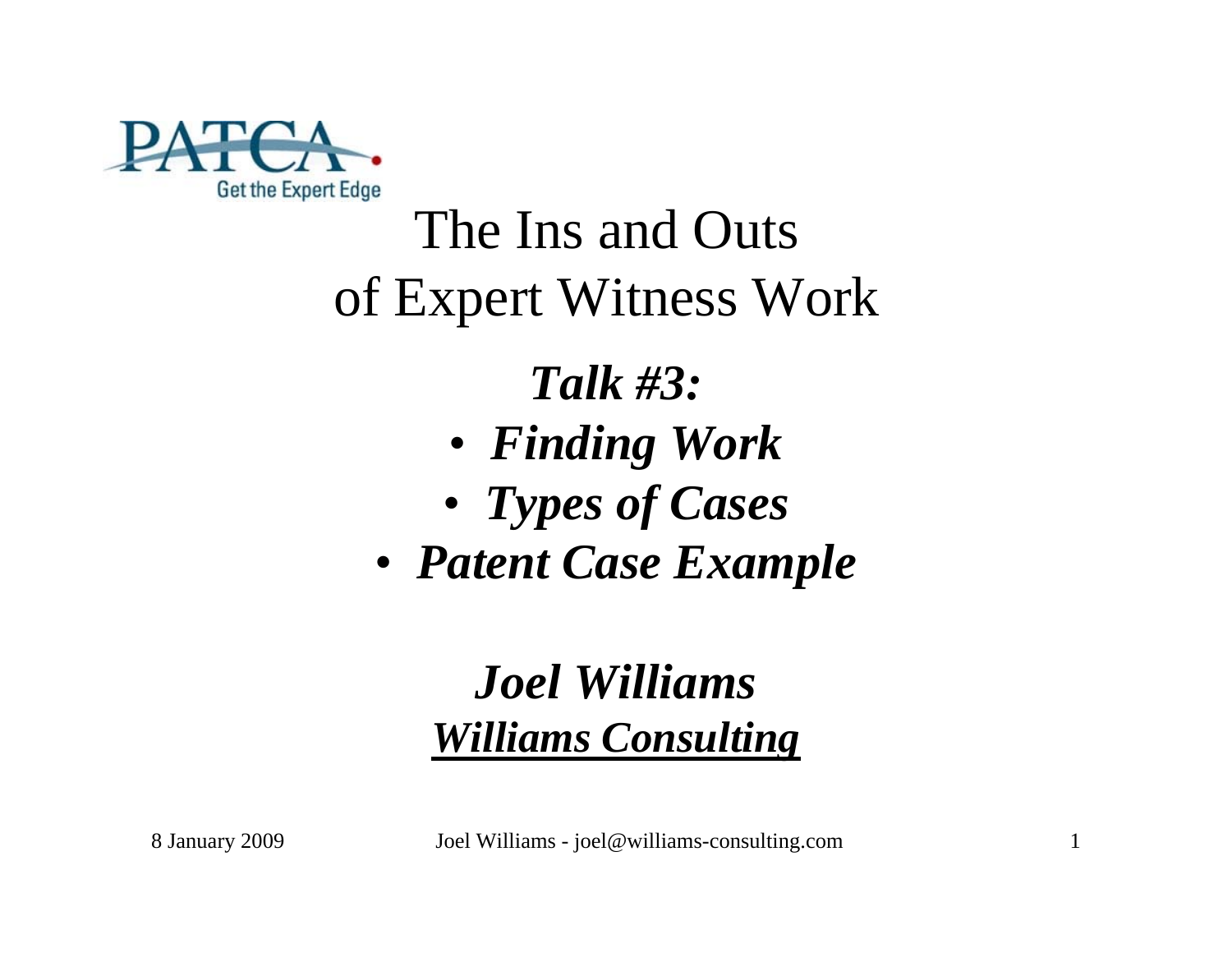PATCA

Get the Expert Edge

# The Ins and Outs of Expert Witness Work

## *Talk #3:*

- ***Finding Work***
- ***Types of Cases***
- ***Patent Case Example***

***Joel Williams***

***Williams Consulting***

8 January 2009

Joel Williams - joel@williams-consulting.com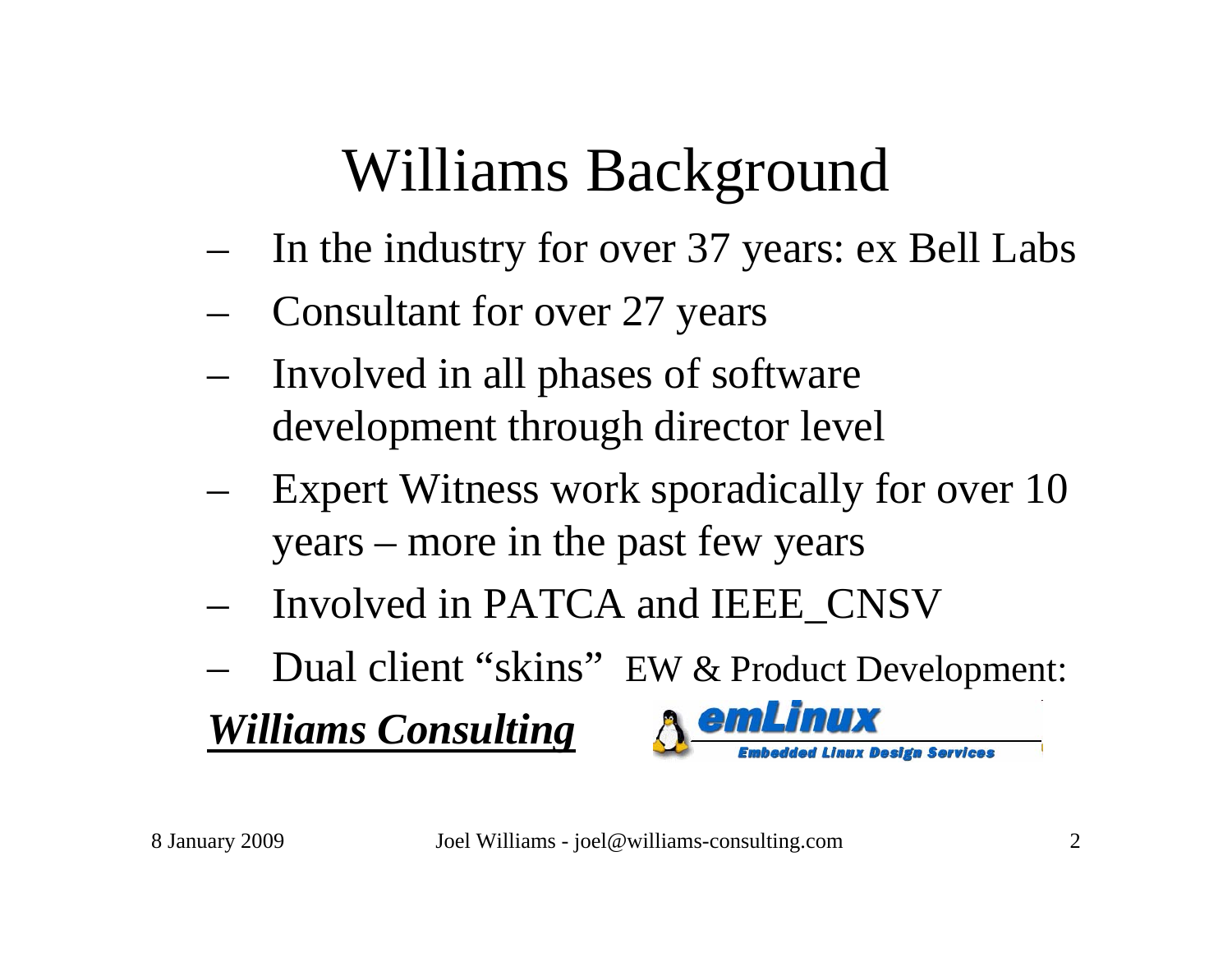# Williams Background

- In the industry for over 37 years: ex Bell Labs
- Consultant for over 27 years
- Involved in all phases of software development through director level
- Expert Witness work sporadically for over 10 years – more in the past few years
- Involved in PATCA and IEEE_CNSV
- Dual client “skins” EW & Product Development:

***Williams Consulting*** emLinux Embedded Linux Design Services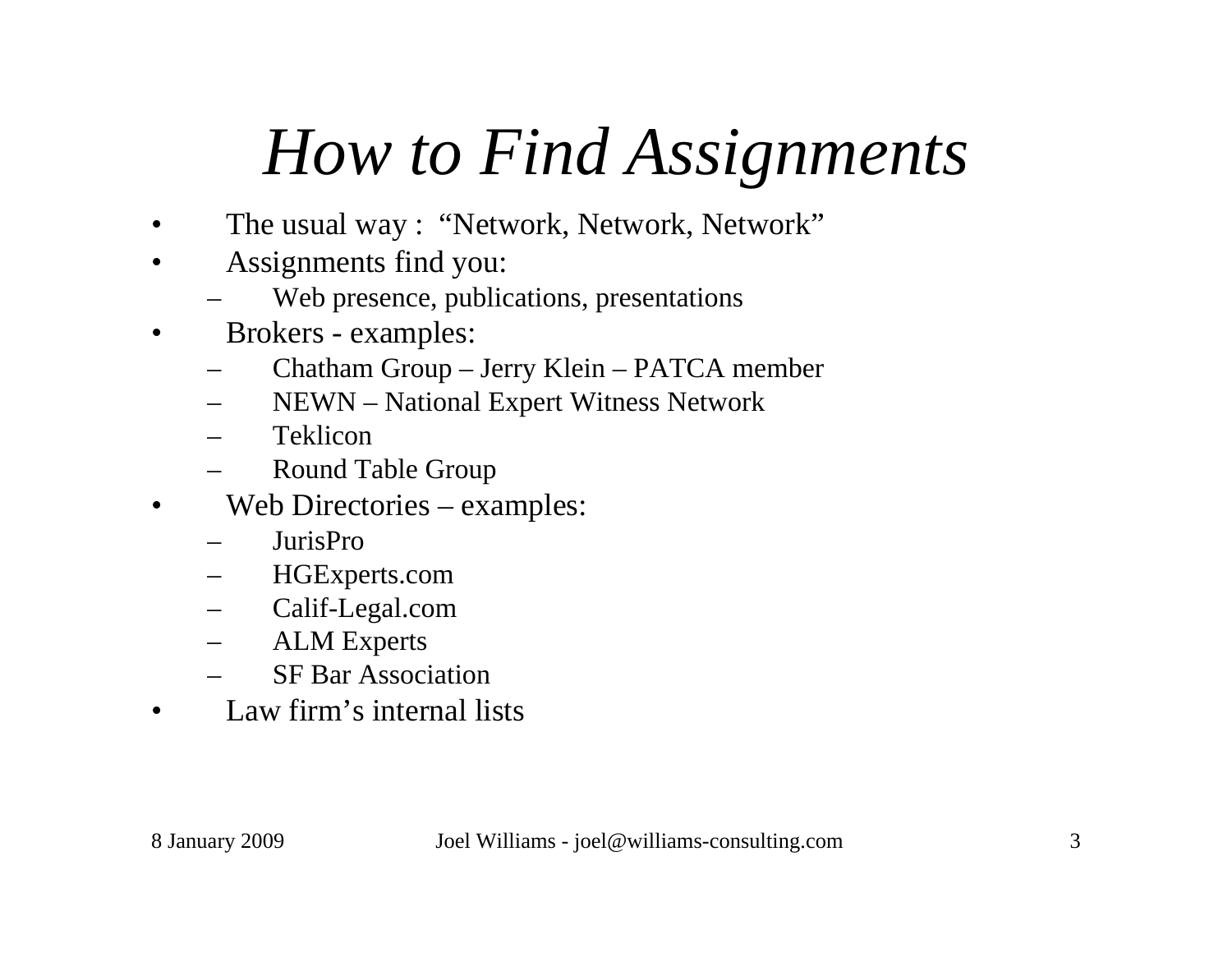# *How to Find Assignments*

- The usual way : "Network, Network, Network"
- Assignments find you:
  - Web presence, publications, presentations
- Brokers - examples:
  - Chatham Group – Jerry Klein – PATCA member
  - NEWN – National Expert Witness Network
  - Teklicon
  - Round Table Group
- Web Directories – examples:
  - JurisPro
  - HGExperts.com
  - Calif-Legal.com
  - ALM Experts
  - SF Bar Association
- Law firm's internal lists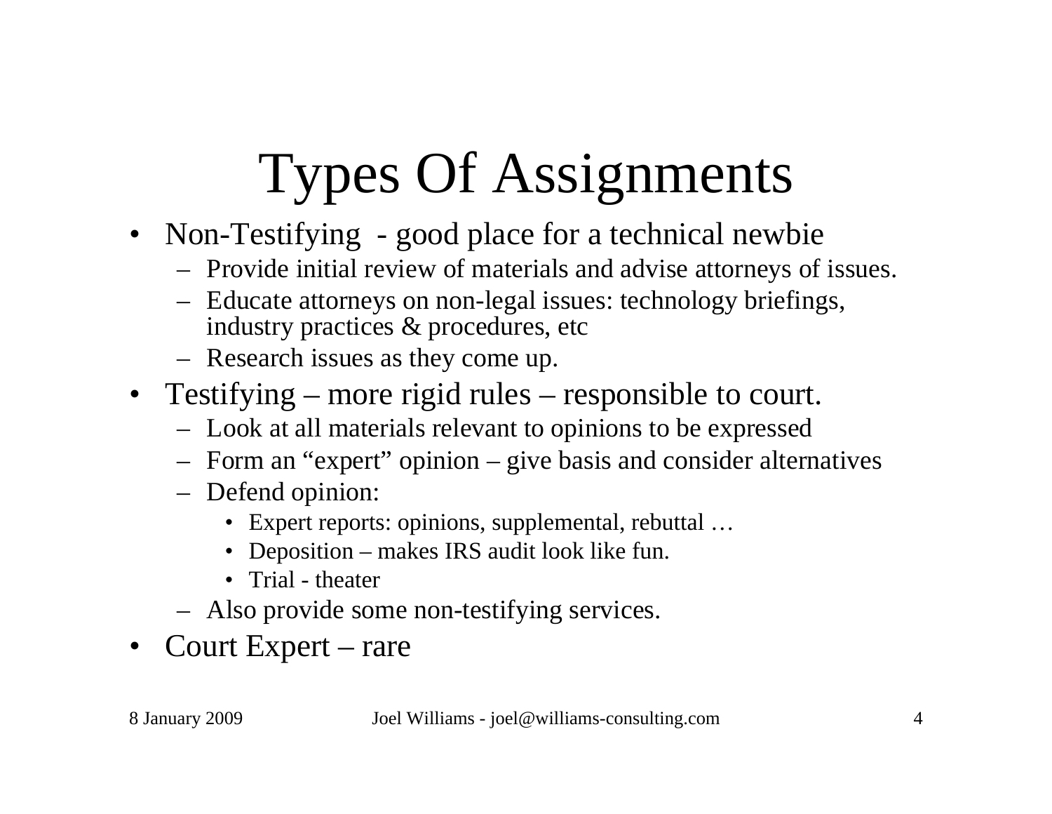# Types Of Assignments

- Non-Testifying - good place for a technical newbie
  - Provide initial review of materials and advise attorneys of issues.
  - Educate attorneys on non-legal issues: technology briefings, industry practices & procedures, etc
  - Research issues as they come up.
- Testifying – more rigid rules – responsible to court.
  - Look at all materials relevant to opinions to be expressed
  - Form an “expert” opinion – give basis and consider alternatives
  - Defend opinion:
    - Expert reports: opinions, supplemental, rebuttal …
    - Deposition – makes IRS audit look like fun.
    - Trial - theater
  - Also provide some non-testifying services.
- Court Expert – rare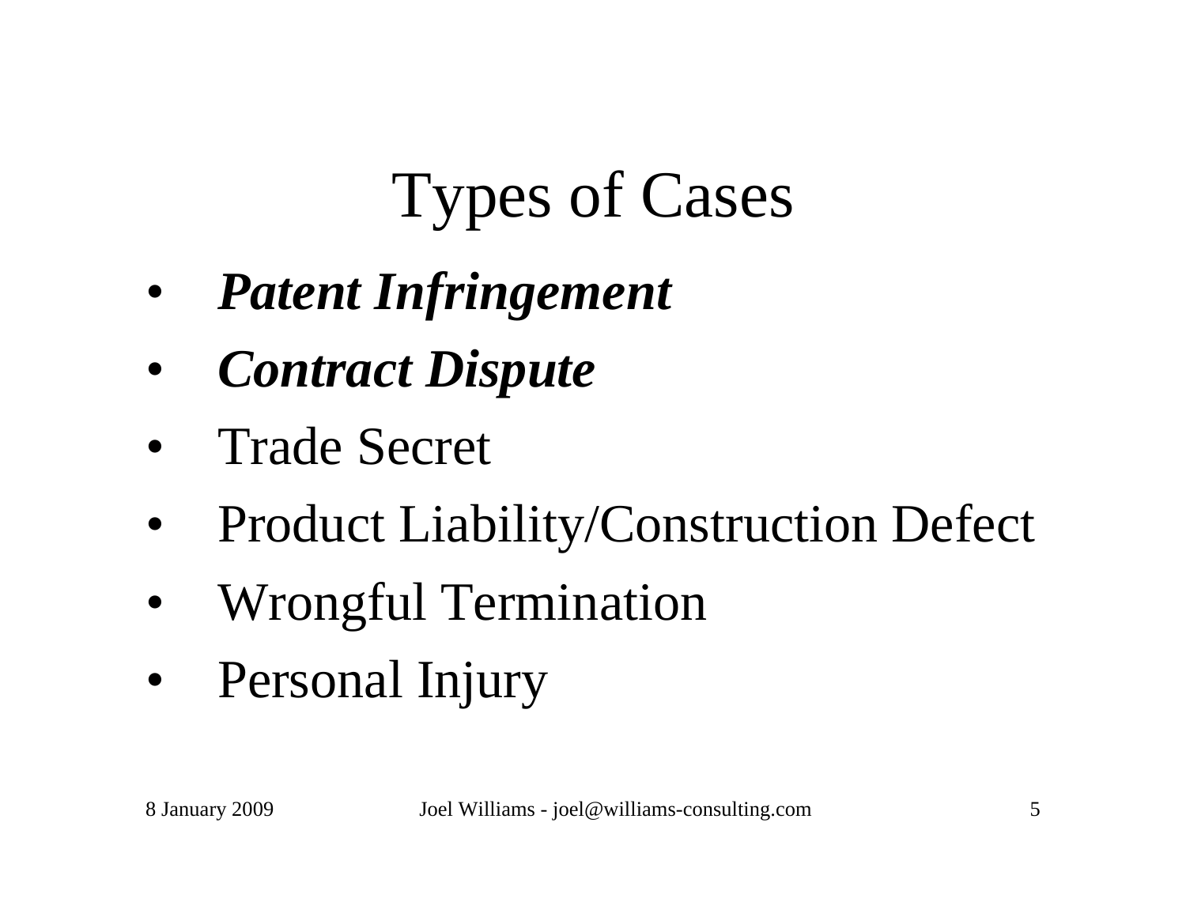# Types of Cases

- ***Patent Infringement***
- ***Contract Dispute***
- Trade Secret
- Product Liability/Construction Defect
- Wrongful Termination
- Personal Injury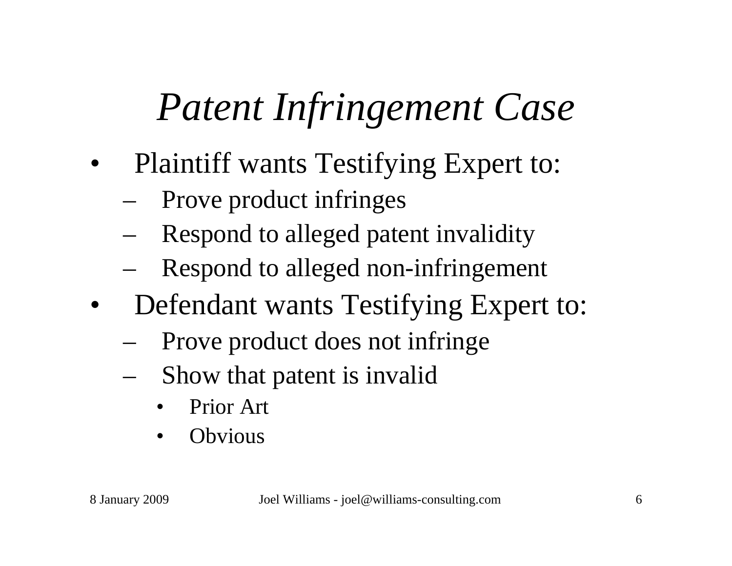# *Patent Infringement Case*

- Plaintiff wants Testifying Expert to:
  - Prove product infringes
  - Respond to alleged patent invalidity
  - Respond to alleged non-infringement
- Defendant wants Testifying Expert to:
  - Prove product does not infringe
  - Show that patent is invalid
    - Prior Art
    - Obvious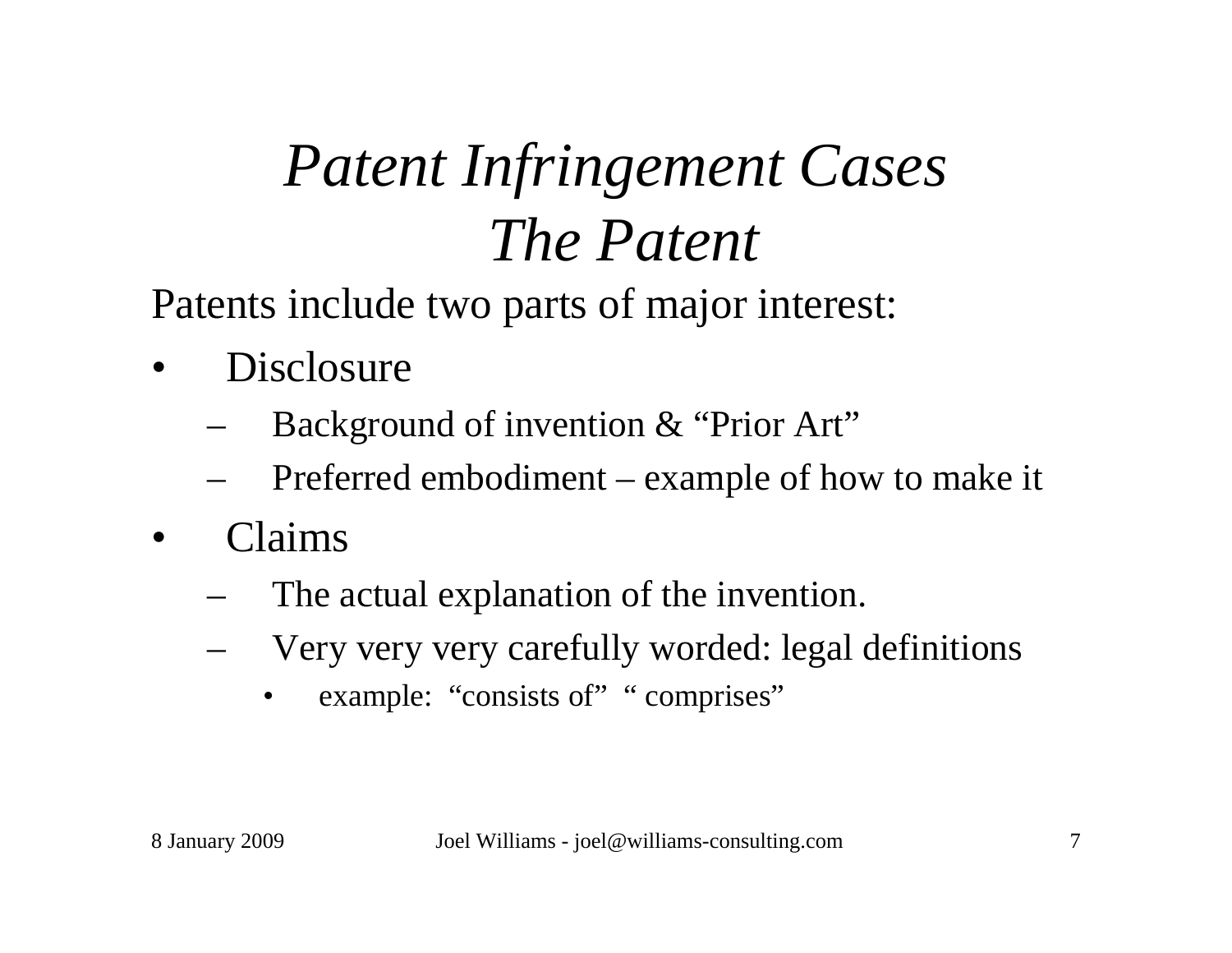# *Patent Infringement Cases*
# *The Patent*

Patents include two parts of major interest:

- Disclosure
  - Background of invention & “Prior Art”
  - Preferred embodiment – example of how to make it
- Claims
  - The actual explanation of the invention.
  - Very very very carefully worded: legal definitions
    - example: “consists of” “ comprises”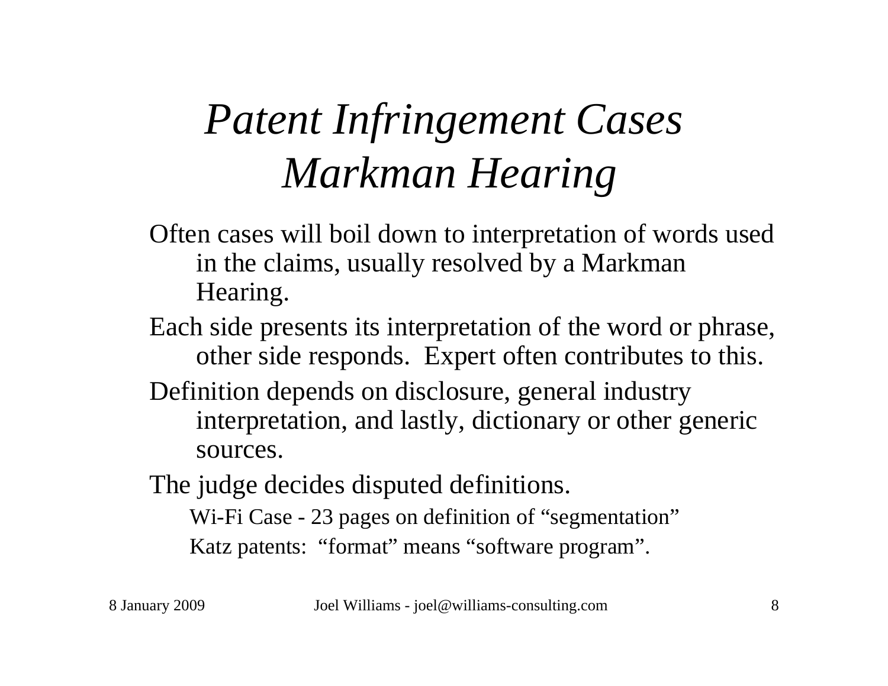# *Patent Infringement Cases Markman Hearing*

Often cases will boil down to interpretation of words used in the claims, usually resolved by a Markman Hearing.

Each side presents its interpretation of the word or phrase, other side responds. Expert often contributes to this.

Definition depends on disclosure, general industry interpretation, and lastly, dictionary or other generic sources.

The judge decides disputed definitions.

- Wi-Fi Case - 23 pages on definition of “segmentation”
- Katz patents: “format” means “software program”.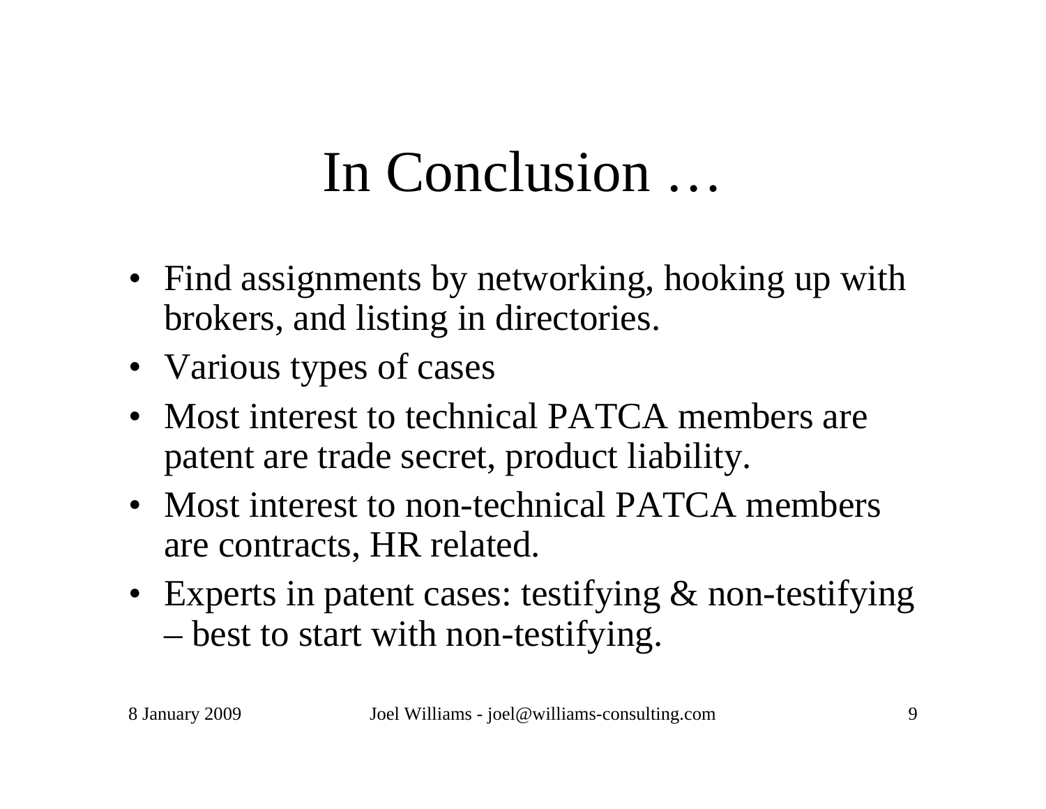# In Conclusion …

- Find assignments by networking, hooking up with brokers, and listing in directories.
- Various types of cases
- Most interest to technical PATCA members are patent are trade secret, product liability.
- Most interest to non-technical PATCA members are contracts, HR related.
- Experts in patent cases: testifying & non-testifying – best to start with non-testifying.